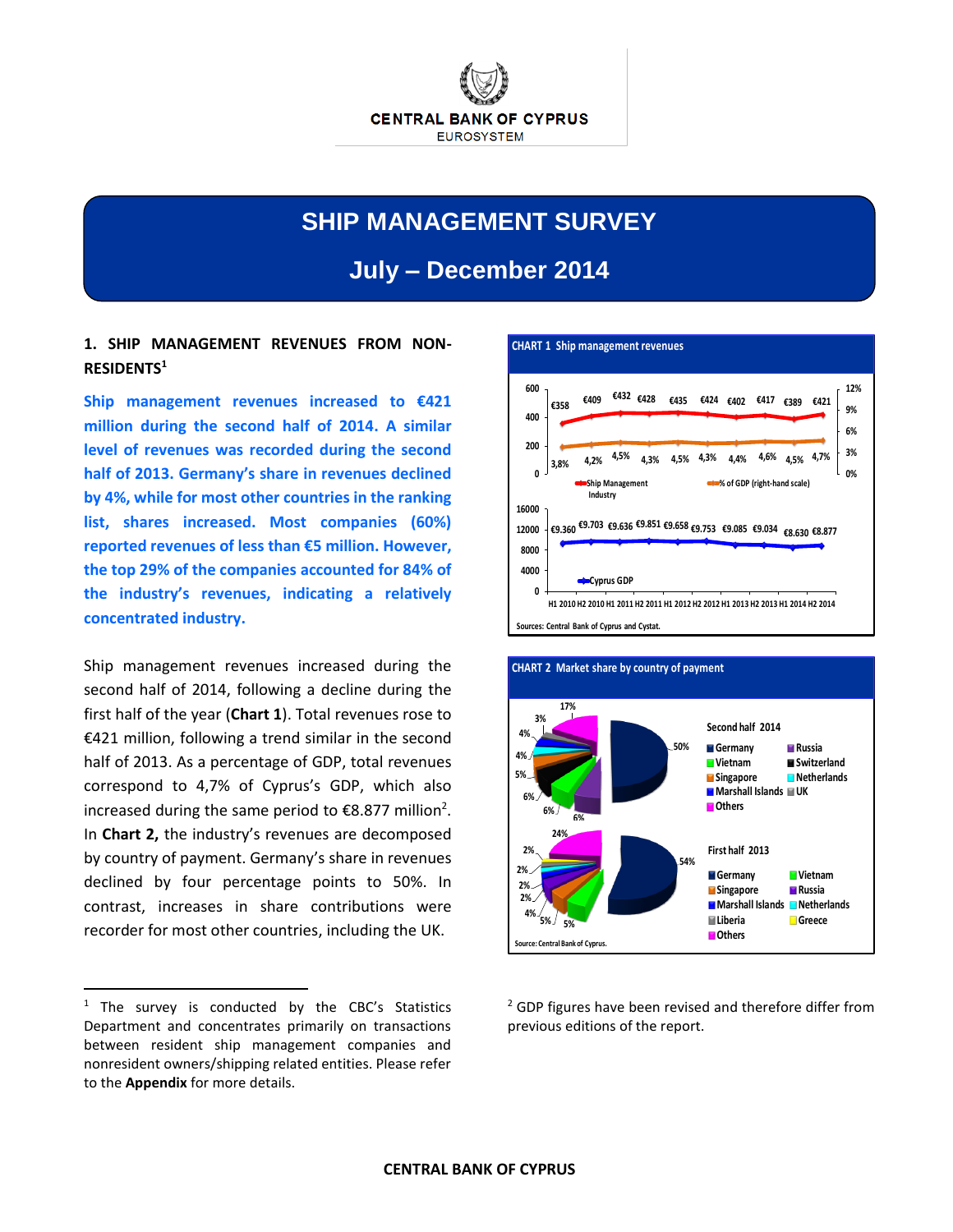CENTRAL BANK OF CYPRUS
EUROSYSTEM

# SHIP MANAGEMENT SURVEY

## July – December 2014

### 1. SHIP MANAGEMENT REVENUES FROM NON-RESIDENTS[1]

**Ship management revenues increased to €421 million during the second half of 2014. A similar level of revenues was recorded during the second half of 2013. Germany's share in revenues declined by 4%, while for most other countries in the ranking list, shares increased. Most companies (60%) reported revenues of less than €5 million. However, the top 29% of the companies accounted for 84% of the industry's revenues, indicating a relatively concentrated industry.**

Ship management revenues increased during the second half of 2014, following a decline during the first half of the year (**Chart 1**). Total revenues rose to €421 million, following a trend similar in the second half of 2013. As a percentage of GDP, total revenues correspond to 4,7% of Cyprus's GDP, which also increased during the same period to €8.877 million[2]. In **Chart 2,** the industry's revenues are decomposed by country of payment. Germany's share in revenues declined by four percentage points to 50%. In contrast, increases in share contributions were recorder for most other countries, including the UK.

**CHART 1 Ship management revenues**

| | H1 2010 | H2 2010 | H1 2011 | H2 2011 | H1 2012 | H2 2012 | H1 2013 | H2 2013 | H1 2014 | H2 2014 |
|---|---|---|---|---|---|---|---|---|---|---|
| Ship Management Industry | €358 | €409 | €432 | €428 | €435 | €424 | €402 | €417 | €389 | €421 |
| % of GDP (right-hand scale) | 3,8% | 4,2% | 4,5% | 4,3% | 4,5% | 4,3% | 4,4% | 4,6% | 4,5% | 4,7% |
| Cyprus GDP | €9.360 | €9.703 | €9.636 | €9.851 | €9.658 | €9.753 | €9.085 | €9.034 | €8.630 | €8.877 |

Sources: Central Bank of Cyprus and Cystat.

**CHART 2 Market share by country of payment**

Second half 2014: Germany 50%, Russia 6%, Vietnam 6%, Switzerland 6%, Singapore 5%, Netherlands 4%, Marshall Islands 4%, UK 3%, Others 17%

First half 2013: Germany 54%, Vietnam 5%, Singapore 5%, Russia 4%, Marshall Islands 2%, Netherlands 2%, Liberia 2%, Greece 2%, Others 24%

Source: Central Bank of Cyprus.

---

[1] The survey is conducted by the CBC's Statistics Department and concentrates primarily on transactions between resident ship management companies and nonresident owners/shipping related entities. Please refer to the **Appendix** for more details.

[2] GDP figures have been revised and therefore differ from previous editions of the report.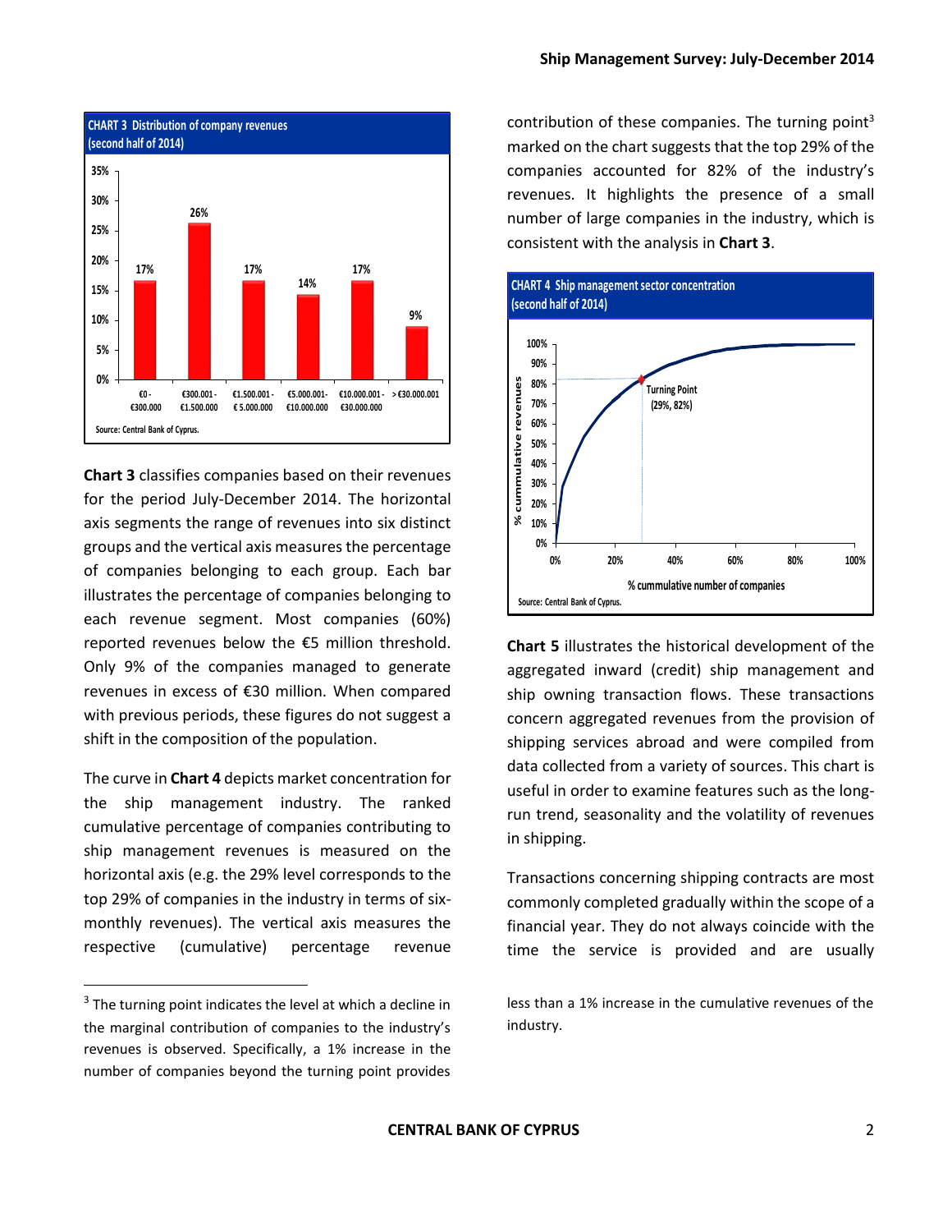**CHART 3 Distribution of company revenues (second half of 2014)**

| Revenue group | Percentage of companies |
|---|---|
| €0 - €300.000 | 17% |
| €300.001 - €1.500.000 | 26% |
| €1.500.001 - € 5.000.000 | 17% |
| €5.000.001- €10.000.000 | 14% |
| €10.000.001 - €30.000.000 | 17% |
| > €30.000.001 | 9% |

Source: Central Bank of Cyprus.

**Chart 3** classifies companies based on their revenues for the period July-December 2014. The horizontal axis segments the range of revenues into six distinct groups and the vertical axis measures the percentage of companies belonging to each group. Each bar illustrates the percentage of companies belonging to each revenue segment. Most companies (60%) reported revenues below the €5 million threshold. Only 9% of the companies managed to generate revenues in excess of €30 million. When compared with previous periods, these figures do not suggest a shift in the composition of the population.

The curve in **Chart 4** depicts market concentration for the ship management industry. The ranked cumulative percentage of companies contributing to ship management revenues is measured on the horizontal axis (e.g. the 29% level corresponds to the top 29% of companies in the industry in terms of six-monthly revenues). The vertical axis measures the respective (cumulative) percentage revenue contribution of these companies. The turning point[3] marked on the chart suggests that the top 29% of the companies accounted for 82% of the industry's revenues. It highlights the presence of a small number of large companies in the industry, which is consistent with the analysis in **Chart 3**.

**CHART 4 Ship management sector concentration (second half of 2014)**

Turning Point (29%, 82%)

% cummulative revenues / % cummulative number of companies

Source: Central Bank of Cyprus.

**Chart 5** illustrates the historical development of the aggregated inward (credit) ship management and ship owning transaction flows. These transactions concern aggregated revenues from the provision of shipping services abroad and were compiled from data collected from a variety of sources. This chart is useful in order to examine features such as the long-run trend, seasonality and the volatility of revenues in shipping.

Transactions concerning shipping contracts are most commonly completed gradually within the scope of a financial year. They do not always coincide with the time the service is provided and are usually

[3] The turning point indicates the level at which a decline in the marginal contribution of companies to the industry's revenues is observed. Specifically, a 1% increase in the number of companies beyond the turning point provides less than a 1% increase in the cumulative revenues of the industry.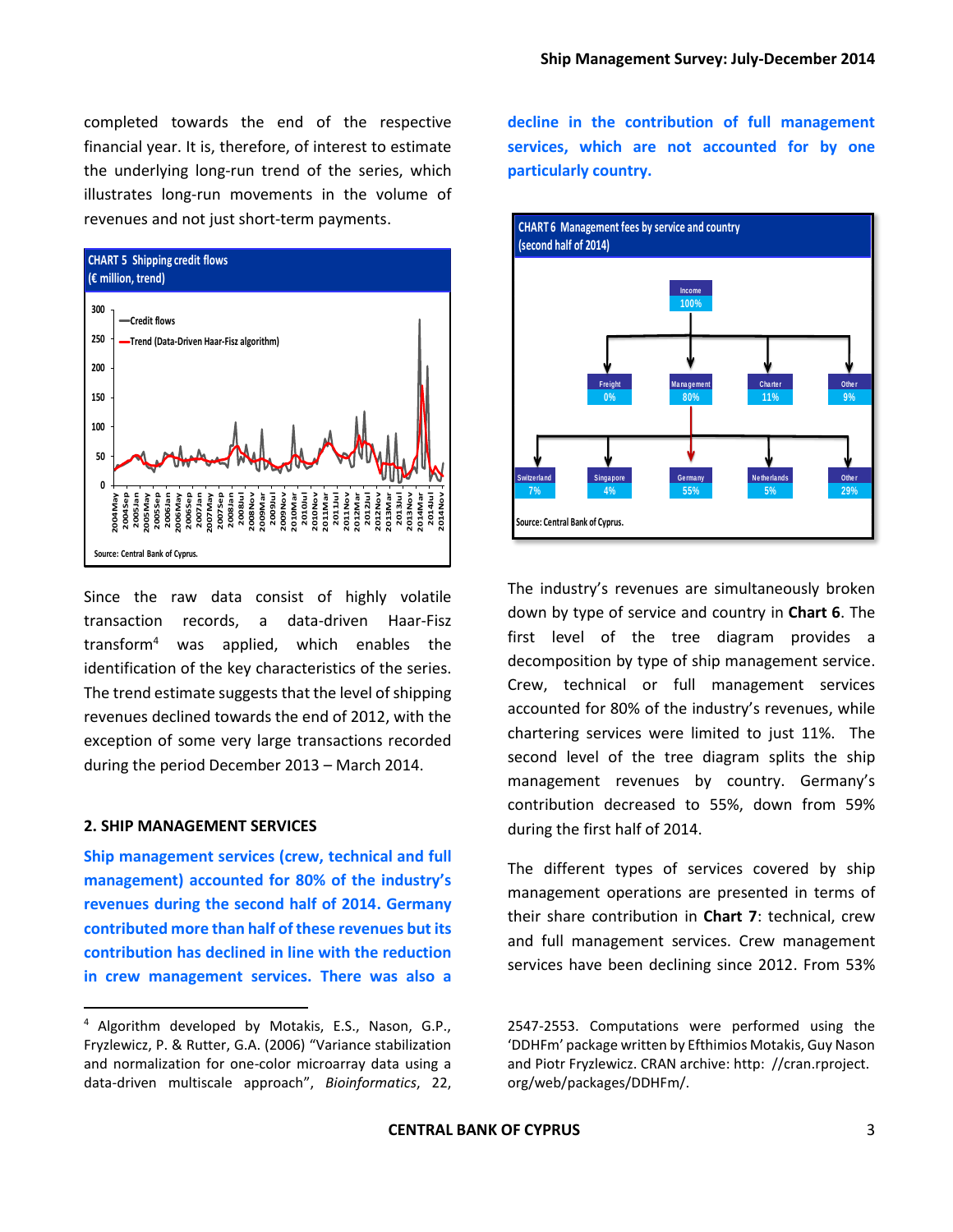completed towards the end of the respective financial year. It is, therefore, of interest to estimate the underlying long-run trend of the series, which illustrates long-run movements in the volume of revenues and not just short-term payments.

**CHART 5 Shipping credit flows**
**(€ million, trend)**

Source: Central Bank of Cyprus.

Since the raw data consist of highly volatile transaction records, a data-driven Haar-Fisz transform[4] was applied, which enables the identification of the key characteristics of the series. The trend estimate suggests that the level of shipping revenues declined towards the end of 2012, with the exception of some very large transactions recorded during the period December 2013 – March 2014.

## 2. SHIP MANAGEMENT SERVICES

**Ship management services (crew, technical and full management) accounted for 80% of the industry's revenues during the second half of 2014. Germany contributed more than half of these revenues but its contribution has declined in line with the reduction in crew management services. There was also a decline in the contribution of full management services, which are not accounted for by one particularly country.**

**CHART 6 Management fees by service and country**
**(second half of 2014)**

Source: Central Bank of Cyprus.

The industry's revenues are simultaneously broken down by type of service and country in **Chart 6**. The first level of the tree diagram provides a decomposition by type of ship management service. Crew, technical or full management services accounted for 80% of the industry's revenues, while chartering services were limited to just 11%. The second level of the tree diagram splits the ship management revenues by country. Germany's contribution decreased to 55%, down from 59% during the first half of 2014.

The different types of services covered by ship management operations are presented in terms of their share contribution in **Chart 7**: technical, crew and full management services. Crew management services have been declining since 2012. From 53%

---

[4] Algorithm developed by Motakis, E.S., Nason, G.P., Fryzlewicz, P. & Rutter, G.A. (2006) "Variance stabilization and normalization for one-color microarray data using a data-driven multiscale approach", *Bioinformatics*, 22, 2547-2553. Computations were performed using the 'DDHFm' package written by Efthimios Motakis, Guy Nason and Piotr Fryzlewicz. CRAN archive: http: //cran.rproject. org/web/packages/DDHFm/.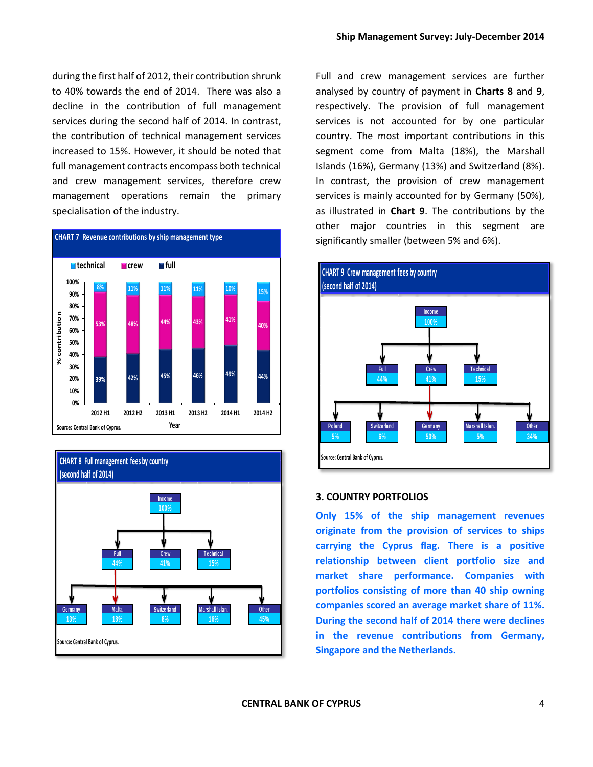during the first half of 2012, their contribution shrunk to 40% towards the end of 2014. There was also a decline in the contribution of full management services during the second half of 2014. In contrast, the contribution of technical management services increased to 15%. However, it should be noted that full management contracts encompass both technical and crew management services, therefore crew management operations remain the primary specialisation of the industry.

**CHART 7 Revenue contributions by ship management type**

| Year | technical | crew | full |
|---|---|---|---|
| 2012 H1 | 8% | 53% | 39% |
| 2012 H2 | 11% | 48% | 42% |
| 2013 H1 | 11% | 44% | 45% |
| 2013 H2 | 11% | 43% | 46% |
| 2014 H1 | 10% | 41% | 49% |
| 2014 H2 | 15% | 40% | 44% |

Source: Central Bank of Cyprus.

**CHART 8 Full management fees by country (second half of 2014)**

Income 100%: Full 44%, Crew 41%, Technical 15%

Full: Germany 13%, Malta 18%, Switzerland 8%, Marshall Islan. 16%, Other 45%

Source: Central Bank of Cyprus.

Full and crew management services are further analysed by country of payment in **Charts 8** and **9**, respectively. The provision of full management services is not accounted for by one particular country. The most important contributions in this segment come from Malta (18%), the Marshall Islands (16%), Germany (13%) and Switzerland (8%). In contrast, the provision of crew management services is mainly accounted for by Germany (50%), as illustrated in **Chart 9**. The contributions by the other major countries in this segment are significantly smaller (between 5% and 6%).

**CHART 9 Crew management fees by country (second half of 2014)**

Income 100%: Full 44%, Crew 41%, Technical 15%

Crew: Poland 5%, Switzerland 6%, Germany 50%, Marshall Islan. 5%, Other 34%

Source: Central Bank of Cyprus.

## 3. COUNTRY PORTFOLIOS

**Only 15% of the ship management revenues originate from the provision of services to ships carrying the Cyprus flag. There is a positive relationship between client portfolio size and market share performance. Companies with portfolios consisting of more than 40 ship owning companies scored an average market share of 11%. During the second half of 2014 there were declines in the revenue contributions from Germany, Singapore and the Netherlands.**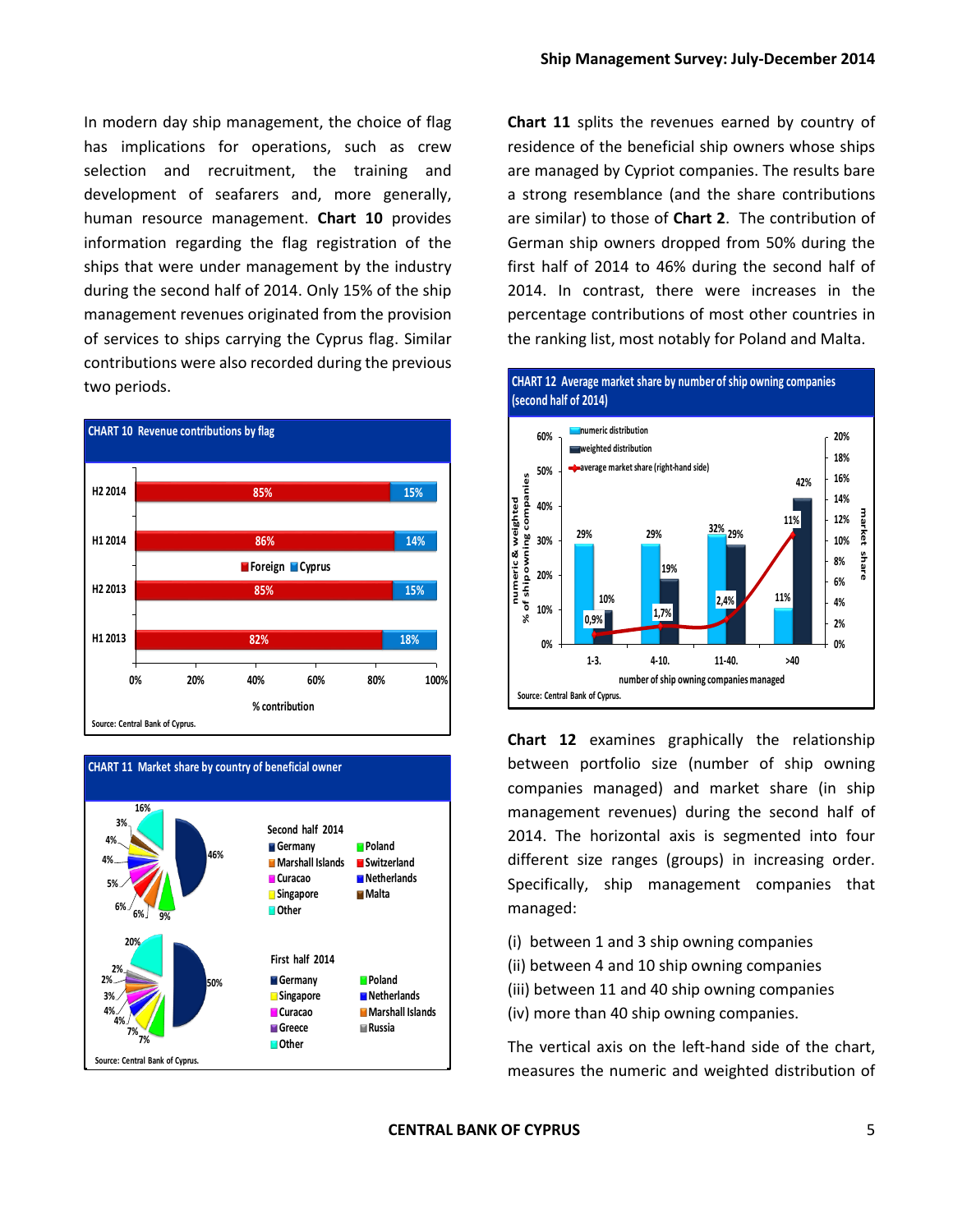In modern day ship management, the choice of flag has implications for operations, such as crew selection and recruitment, the training and development of seafarers and, more generally, human resource management. **Chart 10** provides information regarding the flag registration of the ships that were under management by the industry during the second half of 2014. Only 15% of the ship management revenues originated from the provision of services to ships carrying the Cyprus flag. Similar contributions were also recorded during the previous two periods.

**CHART 10 Revenue contributions by flag**

| | Foreign | Cyprus |
|---|---|---|
| H2 2014 | 85% | 15% |
| H1 2014 | 86% | 14% |
| H2 2013 | 85% | 15% |
| H1 2013 | 82% | 18% |

% contribution

Source: Central Bank of Cyprus.

**CHART 11 Market share by country of beneficial owner**

Second half 2014: Germany 46%, Poland 9%, Marshall Islands, Switzerland, Curacao, Netherlands, Singapore, Malta, Other 16% (remaining shares shown: 6%, 6%, 5%, 4%, 4%, 3%)

First half 2014: Germany 50%, Poland, Singapore, Netherlands, Curacao, Marshall Islands, Greece, Russia, Other 20% (remaining shares shown: 7%, 7%, 4%, 4%, 3%, 2%, 2%)

Source: Central Bank of Cyprus.

**Chart 11** splits the revenues earned by country of residence of the beneficial ship owners whose ships are managed by Cypriot companies. The results bare a strong resemblance (and the share contributions are similar) to those of **Chart 2**. The contribution of German ship owners dropped from 50% during the first half of 2014 to 46% during the second half of 2014. In contrast, there were increases in the percentage contributions of most other countries in the ranking list, most notably for Poland and Malta.

**CHART 12 Average market share by number of ship owning companies (second half of 2014)**

| number of ship owning companies managed | numeric distribution | weighted distribution | average market share (right-hand side) |
|---|---|---|---|
| 1-3. | 29% | 10% | 0,9% |
| 4-10. | 29% | 19% | 1,7% |
| 11-40. | 32% | 29% | 2,4% |
| >40 | 11% | 42% | 11% |

Source: Central Bank of Cyprus.

**Chart 12** examines graphically the relationship between portfolio size (number of ship owning companies managed) and market share (in ship management revenues) during the second half of 2014. The horizontal axis is segmented into four different size ranges (groups) in increasing order. Specifically, ship management companies that managed:

(i) between 1 and 3 ship owning companies
(ii) between 4 and 10 ship owning companies
(iii) between 11 and 40 ship owning companies
(iv) more than 40 ship owning companies.

The vertical axis on the left-hand side of the chart, measures the numeric and weighted distribution of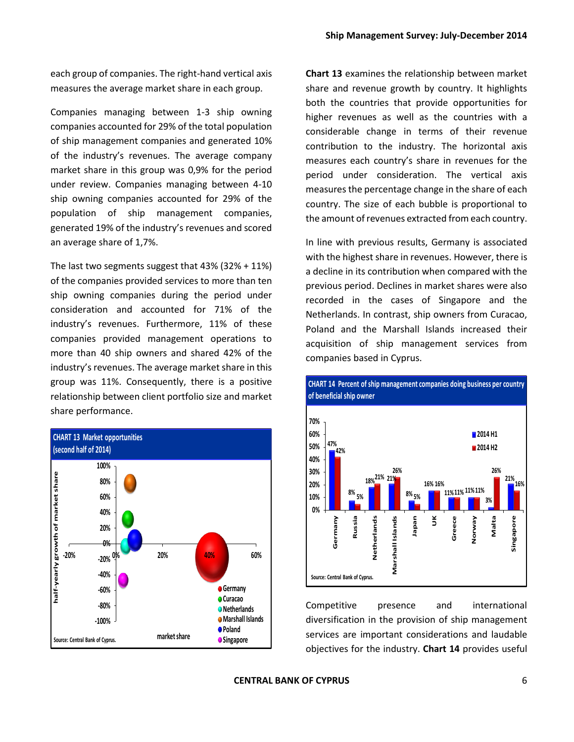each group of companies. The right-hand vertical axis measures the average market share in each group.

Companies managing between 1-3 ship owning companies accounted for 29% of the total population of ship management companies and generated 10% of the industry's revenues. The average company market share in this group was 0,9% for the period under review. Companies managing between 4-10 ship owning companies accounted for 29% of the population of ship management companies, generated 19% of the industry's revenues and scored an average share of 1,7%.

The last two segments suggest that 43% (32% + 11%) of the companies provided services to more than ten ship owning companies during the period under consideration and accounted for 71% of the industry's revenues. Furthermore, 11% of these companies provided management operations to more than 40 ship owners and shared 42% of the industry's revenues. The average market share in this group was 11%. Consequently, there is a positive relationship between client portfolio size and market share performance.

**CHART 13 Market opportunities (second half of 2014)**

Source: Central Bank of Cyprus.

**Chart 13** examines the relationship between market share and revenue growth by country. It highlights both the countries that provide opportunities for higher revenues as well as the countries with a considerable change in terms of their revenue contribution to the industry. The horizontal axis measures each country's share in revenues for the period under consideration. The vertical axis measures the percentage change in the share of each country. The size of each bubble is proportional to the amount of revenues extracted from each country.

In line with previous results, Germany is associated with the highest share in revenues. However, there is a decline in its contribution when compared with the previous period. Declines in market shares were also recorded in the cases of Singapore and the Netherlands. In contrast, ship owners from Curacao, Poland and the Marshall Islands increased their acquisition of ship management services from companies based in Cyprus.

**CHART 14 Percent of ship management companies doing business per country of beneficial ship owner**

| Country | 2014 H1 | 2014 H2 |
|---|---|---|
| Germany | 47% | 42% |
| Russia | 8% | 5% |
| Netherlands | 18% | 21% |
| Marshall Islands | 21% | 26% |
| Japan | 8% | 5% |
| UK | 16% | 16% |
| Greece | 11% | 11% |
| Norway | 11% | 11% |
| Malta | 3% | 26% |
| Singapore | 21% | 16% |

Source: Central Bank of Cyprus.

Competitive presence and international diversification in the provision of ship management services are important considerations and laudable objectives for the industry. **Chart 14** provides useful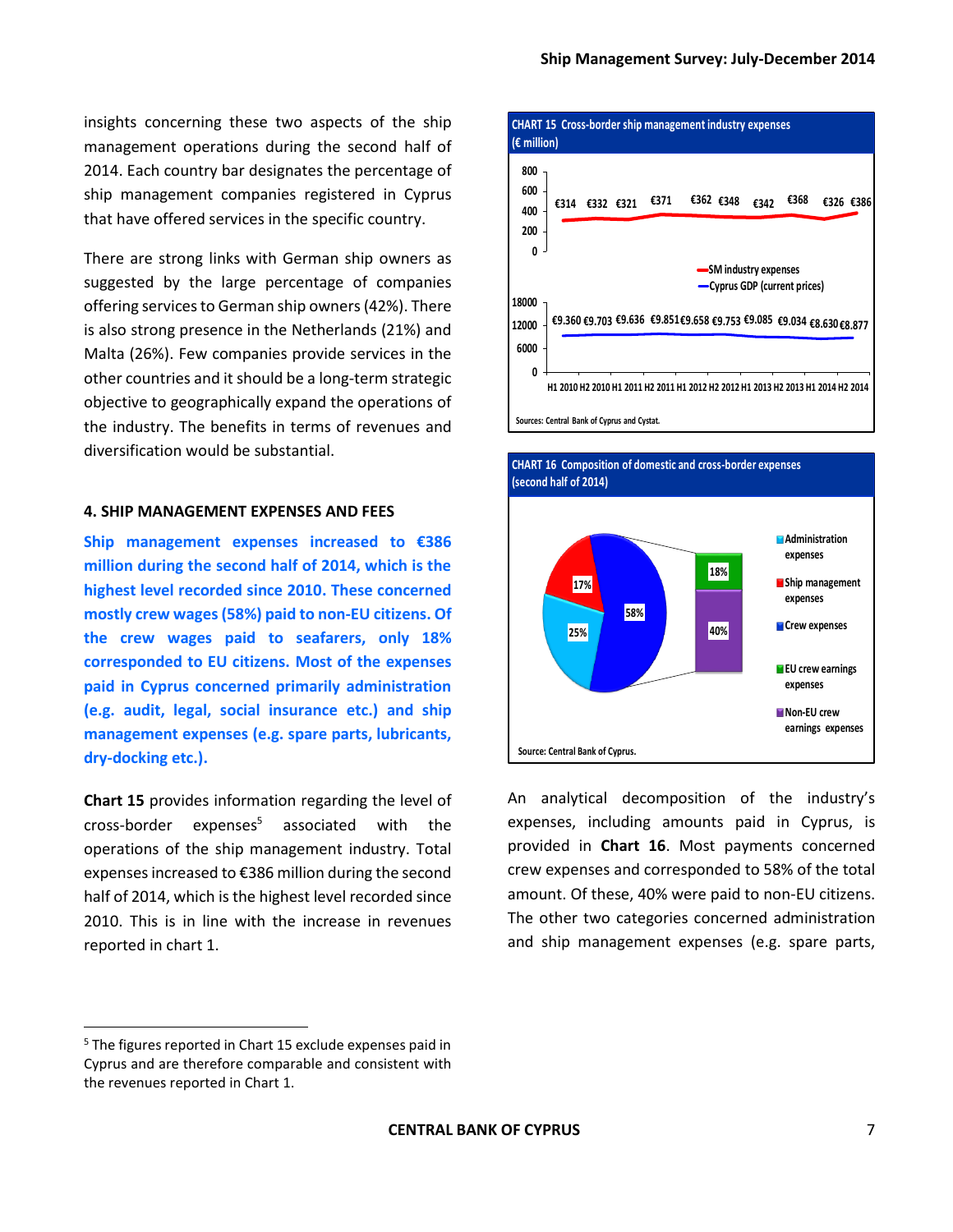insights concerning these two aspects of the ship management operations during the second half of 2014. Each country bar designates the percentage of ship management companies registered in Cyprus that have offered services in the specific country.

There are strong links with German ship owners as suggested by the large percentage of companies offering services to German ship owners (42%). There is also strong presence in the Netherlands (21%) and Malta (26%). Few companies provide services in the other countries and it should be a long-term strategic objective to geographically expand the operations of the industry. The benefits in terms of revenues and diversification would be substantial.

### 4. SHIP MANAGEMENT EXPENSES AND FEES

**Ship management expenses increased to €386 million during the second half of 2014, which is the highest level recorded since 2010. These concerned mostly crew wages (58%) paid to non-EU citizens. Of the crew wages paid to seafarers, only 18% corresponded to EU citizens. Most of the expenses paid in Cyprus concerned primarily administration (e.g. audit, legal, social insurance etc.) and ship management expenses (e.g. spare parts, lubricants, dry-docking etc.).**

**Chart 15** provides information regarding the level of cross-border expenses[5] associated with the operations of the ship management industry. Total expenses increased to €386 million during the second half of 2014, which is the highest level recorded since 2010. This is in line with the increase in revenues reported in chart 1.

**CHART 15 Cross-border ship management industry expenses (€ million)**

| | H1 2010 | H2 2010 | H1 2011 | H2 2011 | H1 2012 | H2 2012 | H1 2013 | H2 2013 | H1 2014 | H2 2014 |
|---|---|---|---|---|---|---|---|---|---|---|
| SM industry expenses | €314 | €332 | €321 | €371 | €362 | €348 | €342 | €368 | €326 | €386 |
| Cyprus GDP (current prices) | €9.360 | €9.703 | €9.636 | €9.851 | €9.658 | €9.753 | €9.085 | €9.034 | €8.630 | €8.877 |

Sources: Central Bank of Cyprus and Cystat.

**CHART 16 Composition of domestic and cross-border expenses (second half of 2014)**

| Category | Share |
|---|---|
| Administration expenses | 25% |
| Ship management expenses | 17% |
| Crew expenses | 58% |
| EU crew earnings expenses | 18% |
| Non-EU crew earnings expenses | 40% |

Source: Central Bank of Cyprus.

An analytical decomposition of the industry's expenses, including amounts paid in Cyprus, is provided in **Chart 16**. Most payments concerned crew expenses and corresponded to 58% of the total amount. Of these, 40% were paid to non-EU citizens. The other two categories concerned administration and ship management expenses (e.g. spare parts,

[5] The figures reported in Chart 15 exclude expenses paid in Cyprus and are therefore comparable and consistent with the revenues reported in Chart 1.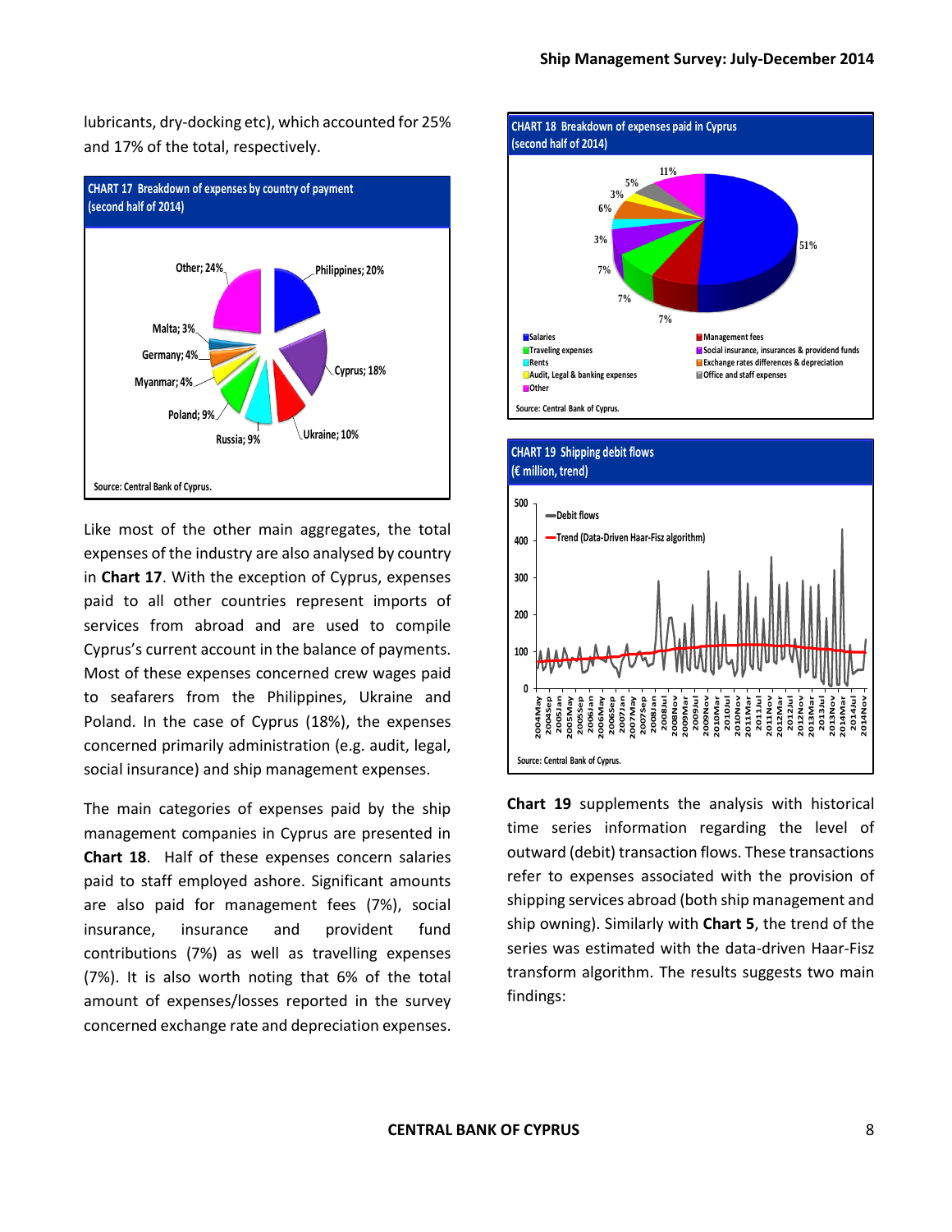lubricants, dry-docking etc), which accounted for 25% and 17% of the total, respectively.

**CHART 17 Breakdown of expenses by country of payment (second half of 2014)**

Other; 24%, Philippines; 20%, Malta; 3%, Germany; 4%, Myanmar; 4%, Cyprus; 18%, Poland; 9%, Russia; 9%, Ukraine; 10%

Source: Central Bank of Cyprus.

Like most of the other main aggregates, the total expenses of the industry are also analysed by country in **Chart 17**. With the exception of Cyprus, expenses paid to all other countries represent imports of services from abroad and are used to compile Cyprus's current account in the balance of payments. Most of these expenses concerned crew wages paid to seafarers from the Philippines, Ukraine and Poland. In the case of Cyprus (18%), the expenses concerned primarily administration (e.g. audit, legal, social insurance) and ship management expenses.

The main categories of expenses paid by the ship management companies in Cyprus are presented in **Chart 18**. Half of these expenses concern salaries paid to staff employed ashore. Significant amounts are also paid for management fees (7%), social insurance, insurance and provident fund contributions (7%) as well as travelling expenses (7%). It is also worth noting that 6% of the total amount of expenses/losses reported in the survey concerned exchange rate and depreciation expenses.

**CHART 18 Breakdown of expenses paid in Cyprus (second half of 2014)**

51%, 7%, 7%, 7%, 3%, 6%, 3%, 5%, 11%

- Salaries
- Management fees
- Traveling expenses
- Social insurance, insurances & providend funds
- Rents
- Exchange rates differences & depreciation
- Audit, Legal & banking expenses
- Office and staff expenses
- Other

Source: Central Bank of Cyprus.

**CHART 19 Shipping debit flows (€ million, trend)**

— Debit flows
— Trend (Data-Driven Haar-Fisz algorithm)

Source: Central Bank of Cyprus.

**Chart 19** supplements the analysis with historical time series information regarding the level of outward (debit) transaction flows. These transactions refer to expenses associated with the provision of shipping services abroad (both ship management and ship owning). Similarly with **Chart 5**, the trend of the series was estimated with the data-driven Haar-Fisz transform algorithm. The results suggests two main findings: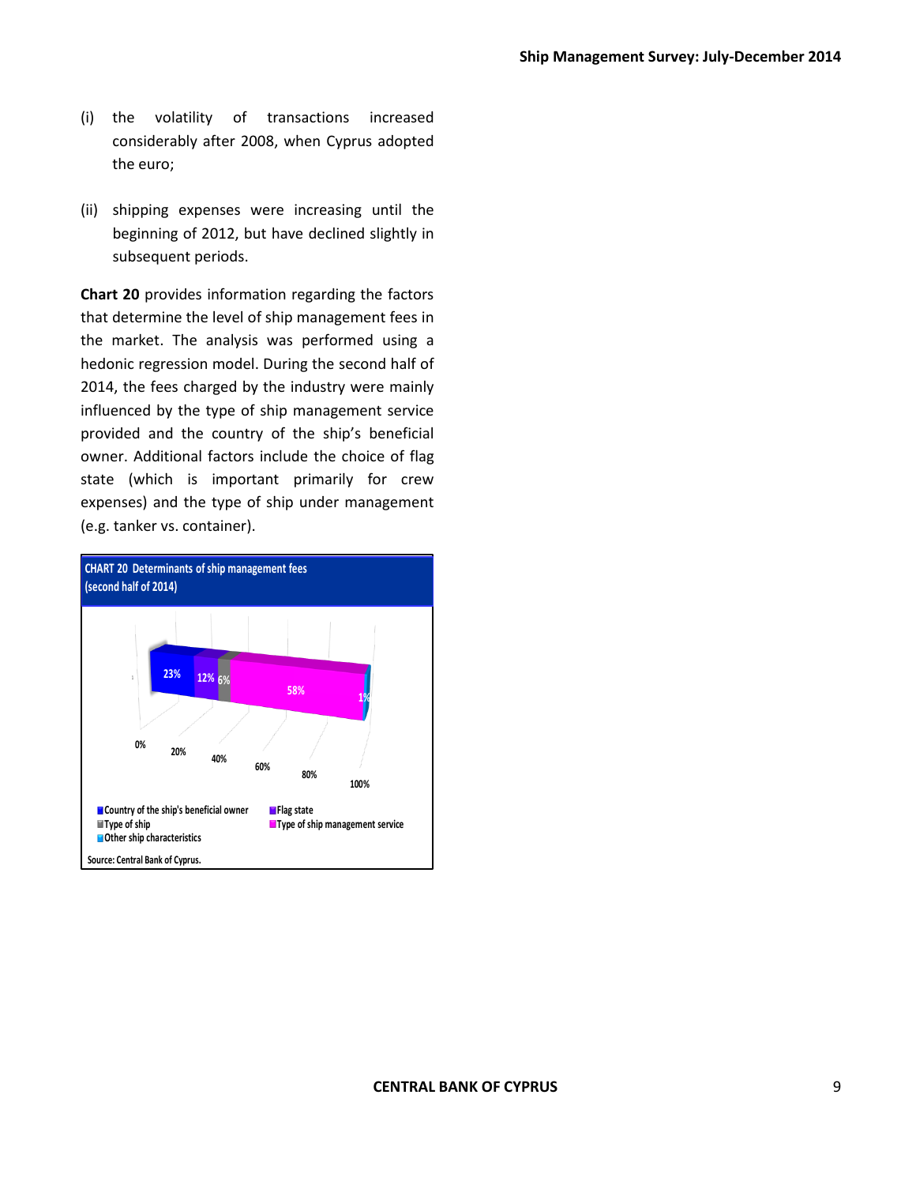(i) the volatility of transactions increased considerably after 2008, when Cyprus adopted the euro;

(ii) shipping expenses were increasing until the beginning of 2012, but have declined slightly in subsequent periods.

**Chart 20** provides information regarding the factors that determine the level of ship management fees in the market. The analysis was performed using a hedonic regression model. During the second half of 2014, the fees charged by the industry were mainly influenced by the type of ship management service provided and the country of the ship's beneficial owner. Additional factors include the choice of flag state (which is important primarily for crew expenses) and the type of ship under management (e.g. tanker vs. container).

**CHART 20 Determinants of ship management fees (second half of 2014)**

| Country of the ship's beneficial owner | Flag state | Type of ship | Type of ship management service | Other ship characteristics |
|---|---|---|---|---|
| 23% | 12% | 6% | 58% | 1% |

Source: Central Bank of Cyprus.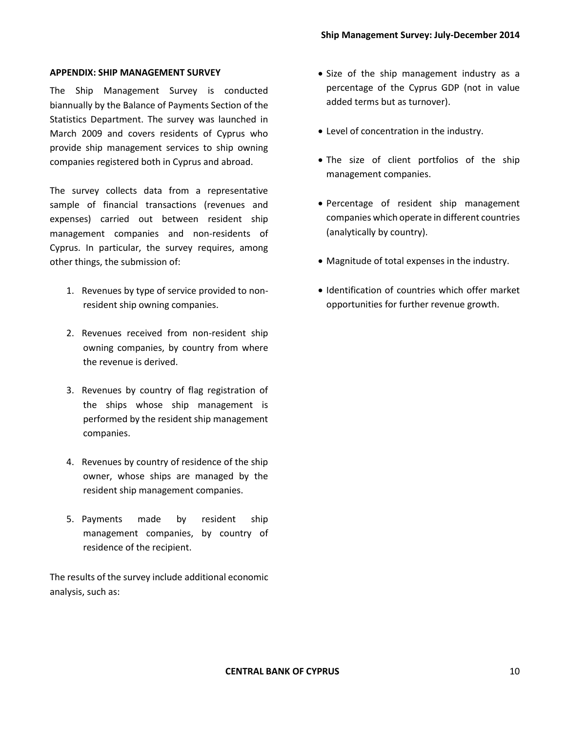## APPENDIX: SHIP MANAGEMENT SURVEY

The Ship Management Survey is conducted biannually by the Balance of Payments Section of the Statistics Department. The survey was launched in March 2009 and covers residents of Cyprus who provide ship management services to ship owning companies registered both in Cyprus and abroad.

The survey collects data from a representative sample of financial transactions (revenues and expenses) carried out between resident ship management companies and non-residents of Cyprus. In particular, the survey requires, among other things, the submission of:

1. Revenues by type of service provided to non-resident ship owning companies.
2. Revenues received from non-resident ship owning companies, by country from where the revenue is derived.
3. Revenues by country of flag registration of the ships whose ship management is performed by the resident ship management companies.
4. Revenues by country of residence of the ship owner, whose ships are managed by the resident ship management companies.
5. Payments made by resident ship management companies, by country of residence of the recipient.

The results of the survey include additional economic analysis, such as:

- Size of the ship management industry as a percentage of the Cyprus GDP (not in value added terms but as turnover).
- Level of concentration in the industry.
- The size of client portfolios of the ship management companies.
- Percentage of resident ship management companies which operate in different countries (analytically by country).
- Magnitude of total expenses in the industry.
- Identification of countries which offer market opportunities for further revenue growth.